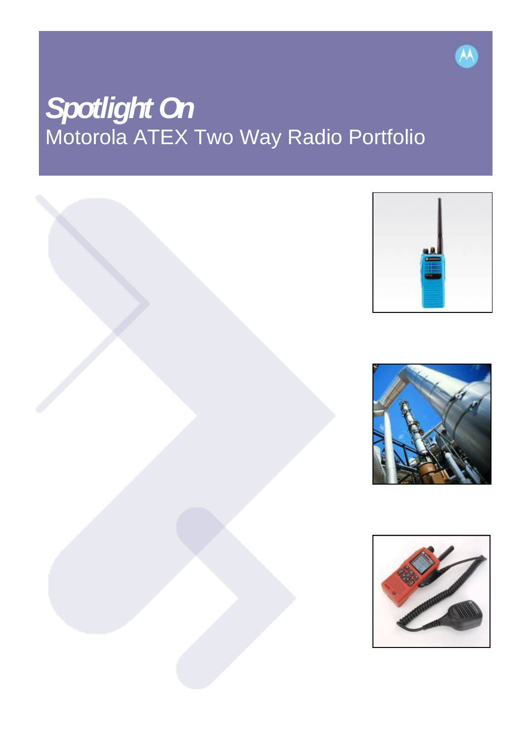# *Spotlight On*

## Motorola ATEX Two Way Radio Portfolio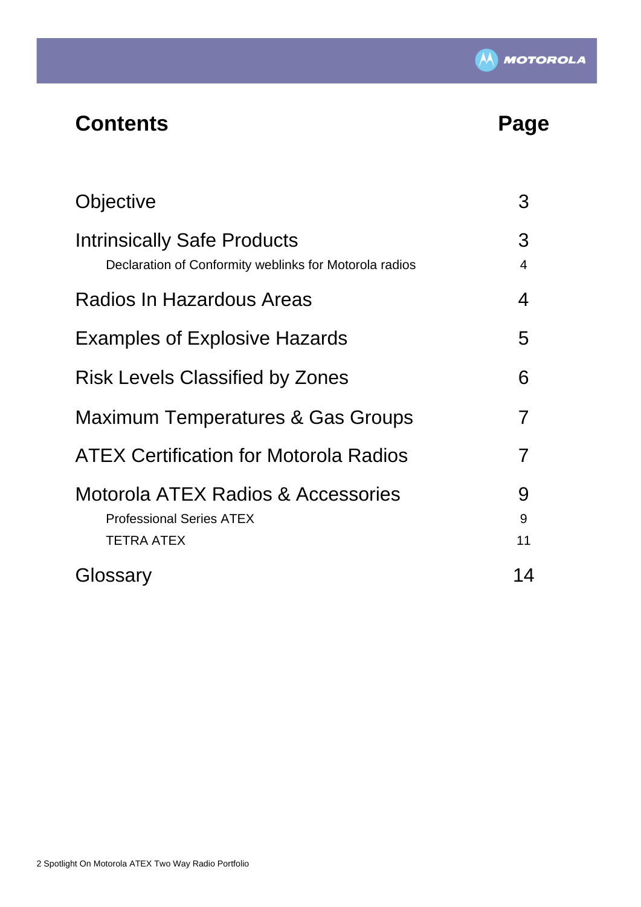# Contents

| Contents | Page |
|---|---|
| Objective | 3 |
| Intrinsically Safe Products | 3 |
| Declaration of Conformity weblinks for Motorola radios | 4 |
| Radios In Hazardous Areas | 4 |
| Examples of Explosive Hazards | 5 |
| Risk Levels Classified by Zones | 6 |
| Maximum Temperatures & Gas Groups | 7 |
| ATEX Certification for Motorola Radios | 7 |
| Motorola ATEX Radios & Accessories | 9 |
| Professional Series ATEX | 9 |
| TETRA ATEX | 11 |
| Glossary | 14 |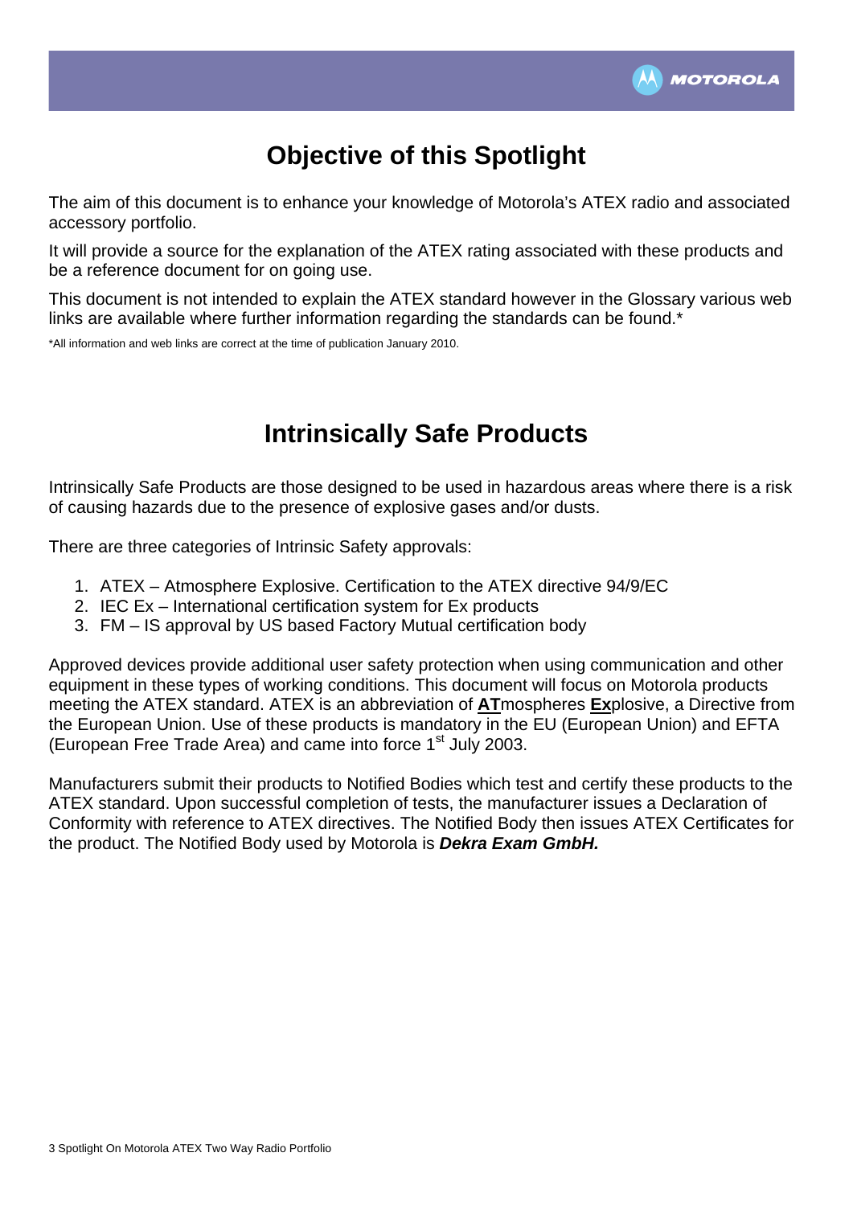# Objective of this Spotlight

The aim of this document is to enhance your knowledge of Motorola's ATEX radio and associated accessory portfolio.

It will provide a source for the explanation of the ATEX rating associated with these products and be a reference document for on going use.

This document is not intended to explain the ATEX standard however in the Glossary various web links are available where further information regarding the standards can be found.*

*All information and web links are correct at the time of publication January 2010.

# Intrinsically Safe Products

Intrinsically Safe Products are those designed to be used in hazardous areas where there is a risk of causing hazards due to the presence of explosive gases and/or dusts.

There are three categories of Intrinsic Safety approvals:

1. ATEX – Atmosphere Explosive. Certification to the ATEX directive 94/9/EC
2. IEC Ex – International certification system for Ex products
3. FM – IS approval by US based Factory Mutual certification body

Approved devices provide additional user safety protection when using communication and other equipment in these types of working conditions. This document will focus on Motorola products meeting the ATEX standard. ATEX is an abbreviation of **AT**mospheres **Ex**plosive, a Directive from the European Union. Use of these products is mandatory in the EU (European Union) and EFTA (European Free Trade Area) and came into force 1st July 2003.

Manufacturers submit their products to Notified Bodies which test and certify these products to the ATEX standard. Upon successful completion of tests, the manufacturer issues a Declaration of Conformity with reference to ATEX directives. The Notified Body then issues ATEX Certificates for the product. The Notified Body used by Motorola is ***Dekra Exam GmbH.***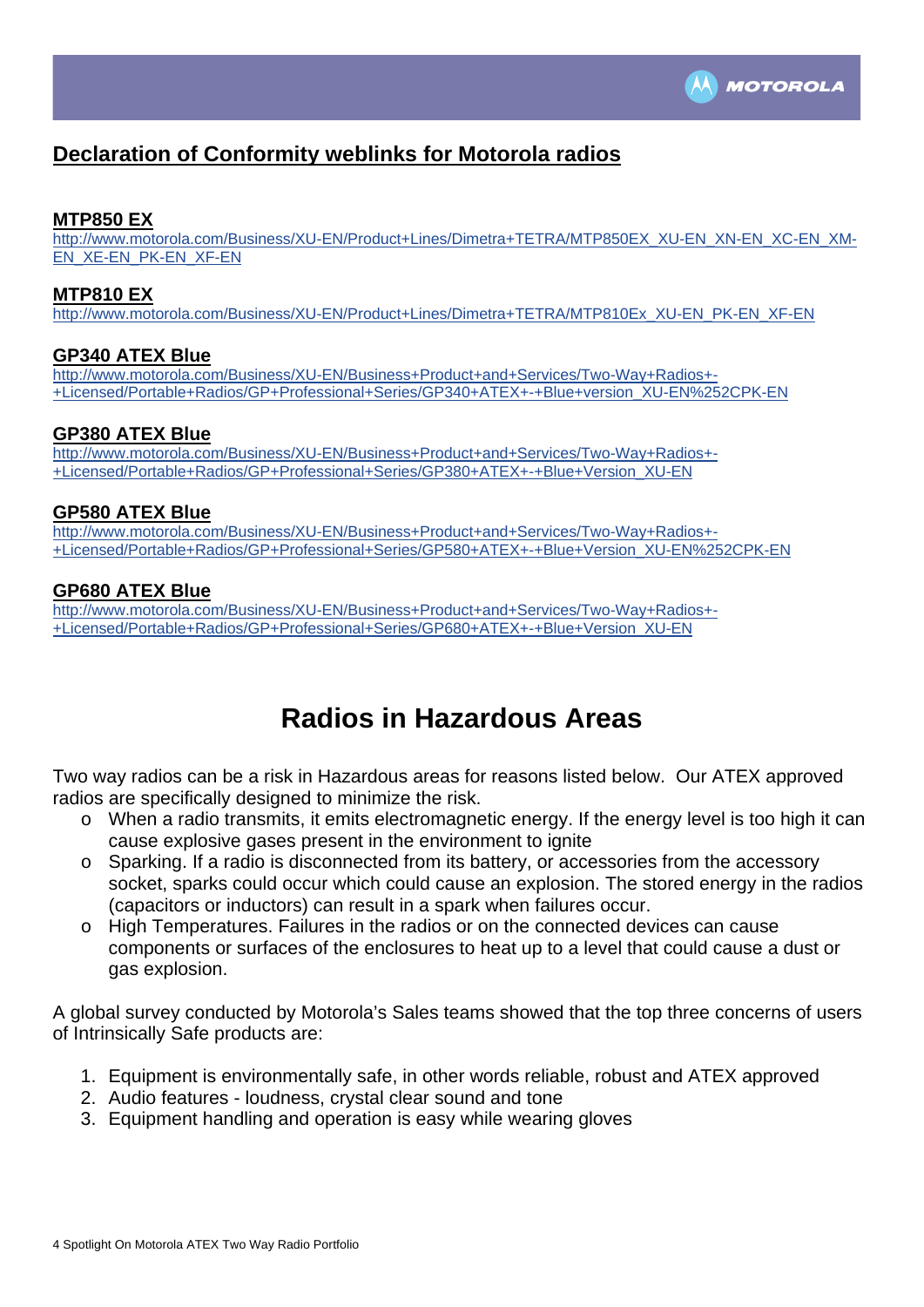## Declaration of Conformity weblinks for Motorola radios

**MTP850 EX**
http://www.motorola.com/Business/XU-EN/Product+Lines/Dimetra+TETRA/MTP850EX_XU-EN_XN-EN_XC-EN_XM-EN_XE-EN_PK-EN_XF-EN

**MTP810 EX**
http://www.motorola.com/Business/XU-EN/Product+Lines/Dimetra+TETRA/MTP810Ex_XU-EN_PK-EN_XF-EN

**GP340 ATEX Blue**
http://www.motorola.com/Business/XU-EN/Business+Product+and+Services/Two-Way+Radios+-+Licensed/Portable+Radios/GP+Professional+Series/GP340+ATEX+-+Blue+version_XU-EN%252CPK-EN

**GP380 ATEX Blue**
http://www.motorola.com/Business/XU-EN/Business+Product+and+Services/Two-Way+Radios+-+Licensed/Portable+Radios/GP+Professional+Series/GP380+ATEX+-+Blue+Version_XU-EN

**GP580 ATEX Blue**
http://www.motorola.com/Business/XU-EN/Business+Product+and+Services/Two-Way+Radios+-+Licensed/Portable+Radios/GP+Professional+Series/GP580+ATEX+-+Blue+Version_XU-EN%252CPK-EN

**GP680 ATEX Blue**
http://www.motorola.com/Business/XU-EN/Business+Product+and+Services/Two-Way+Radios+-+Licensed/Portable+Radios/GP+Professional+Series/GP680+ATEX+-+Blue+Version_XU-EN

# Radios in Hazardous Areas

Two way radios can be a risk in Hazardous areas for reasons listed below. Our ATEX approved radios are specifically designed to minimize the risk.

- When a radio transmits, it emits electromagnetic energy. If the energy level is too high it can cause explosive gases present in the environment to ignite
- Sparking. If a radio is disconnected from its battery, or accessories from the accessory socket, sparks could occur which could cause an explosion. The stored energy in the radios (capacitors or inductors) can result in a spark when failures occur.
- High Temperatures. Failures in the radios or on the connected devices can cause components or surfaces of the enclosures to heat up to a level that could cause a dust or gas explosion.

A global survey conducted by Motorola's Sales teams showed that the top three concerns of users of Intrinsically Safe products are:

1. Equipment is environmentally safe, in other words reliable, robust and ATEX approved
2. Audio features - loudness, crystal clear sound and tone
3. Equipment handling and operation is easy while wearing gloves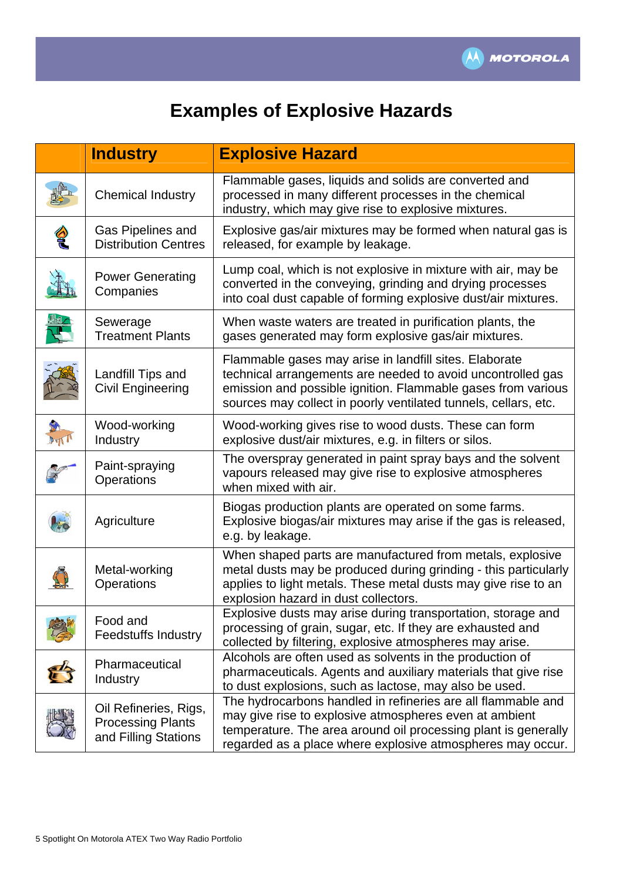# Examples of Explosive Hazards

| | Industry | Explosive Hazard |
|---|---|---|
| | Chemical Industry | Flammable gases, liquids and solids are converted and processed in many different processes in the chemical industry, which may give rise to explosive mixtures. |
| | Gas Pipelines and Distribution Centres | Explosive gas/air mixtures may be formed when natural gas is released, for example by leakage. |
| | Power Generating Companies | Lump coal, which is not explosive in mixture with air, may be converted in the conveying, grinding and drying processes into coal dust capable of forming explosive dust/air mixtures. |
| | Sewerage Treatment Plants | When waste waters are treated in purification plants, the gases generated may form explosive gas/air mixtures. |
| | Landfill Tips and Civil Engineering | Flammable gases may arise in landfill sites. Elaborate technical arrangements are needed to avoid uncontrolled gas emission and possible ignition. Flammable gases from various sources may collect in poorly ventilated tunnels, cellars, etc. |
| | Wood-working Industry | Wood-working gives rise to wood dusts. These can form explosive dust/air mixtures, e.g. in filters or silos. |
| | Paint-spraying Operations | The overspray generated in paint spray bays and the solvent vapours released may give rise to explosive atmospheres when mixed with air. |
| | Agriculture | Biogas production plants are operated on some farms. Explosive biogas/air mixtures may arise if the gas is released, e.g. by leakage. |
| | Metal-working Operations | When shaped parts are manufactured from metals, explosive metal dusts may be produced during grinding - this particularly applies to light metals. These metal dusts may give rise to an explosion hazard in dust collectors. |
| | Food and Feedstuffs Industry | Explosive dusts may arise during transportation, storage and processing of grain, sugar, etc. If they are exhausted and collected by filtering, explosive atmospheres may arise. |
| | Pharmaceutical Industry | Alcohols are often used as solvents in the production of pharmaceuticals. Agents and auxiliary materials that give rise to dust explosions, such as lactose, may also be used. |
| | Oil Refineries, Rigs, Processing Plants and Filling Stations | The hydrocarbons handled in refineries are all flammable and may give rise to explosive atmospheres even at ambient temperature. The area around oil processing plant is generally regarded as a place where explosive atmospheres may occur. |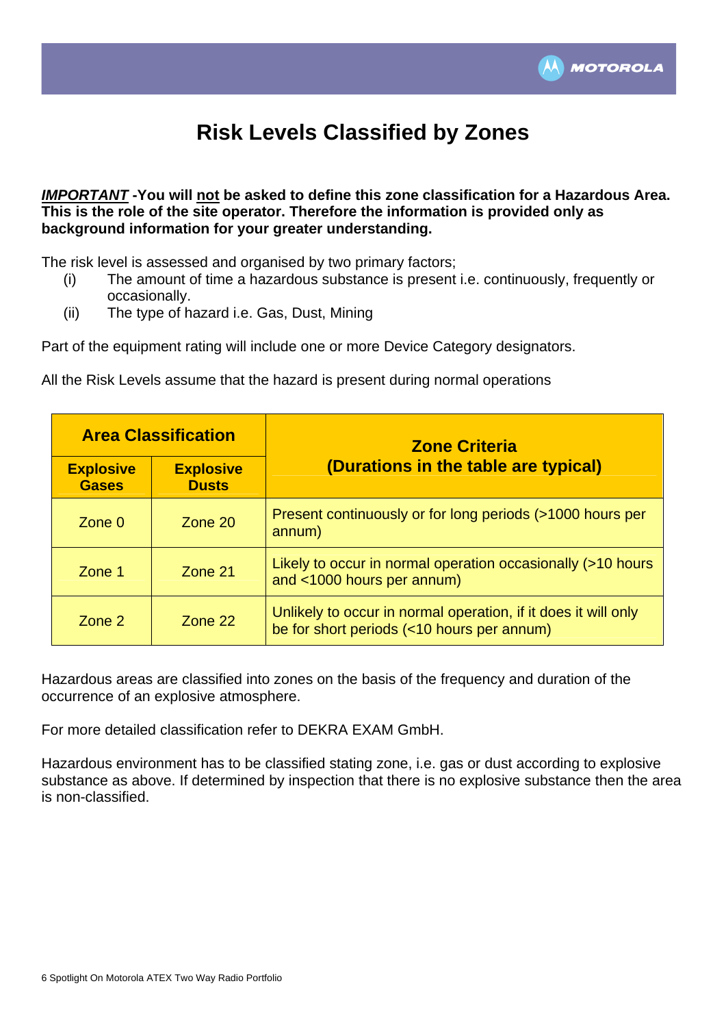# Risk Levels Classified by Zones

***IMPORTANT*** **-You will not be asked to define this zone classification for a Hazardous Area. This is the role of the site operator. Therefore the information is provided only as background information for your greater understanding.**

The risk level is assessed and organised by two primary factors;

(i) The amount of time a hazardous substance is present i.e. continuously, frequently or occasionally.

(ii) The type of hazard i.e. Gas, Dust, Mining

Part of the equipment rating will include one or more Device Category designators.

All the Risk Levels assume that the hazard is present during normal operations

| **Area Classification** | | **Zone Criteria (Durations in the table are typical)** |
|---|---|---|
| **Explosive Gases** | **Explosive Dusts** | |
| Zone 0 | Zone 20 | Present continuously or for long periods (>1000 hours per annum) |
| Zone 1 | Zone 21 | Likely to occur in normal operation occasionally (>10 hours and <1000 hours per annum) |
| Zone 2 | Zone 22 | Unlikely to occur in normal operation, if it does it will only be for short periods (<10 hours per annum) |

Hazardous areas are classified into zones on the basis of the frequency and duration of the occurrence of an explosive atmosphere.

For more detailed classification refer to DEKRA EXAM GmbH.

Hazardous environment has to be classified stating zone, i.e. gas or dust according to explosive substance as above. If determined by inspection that there is no explosive substance then the area is non-classified.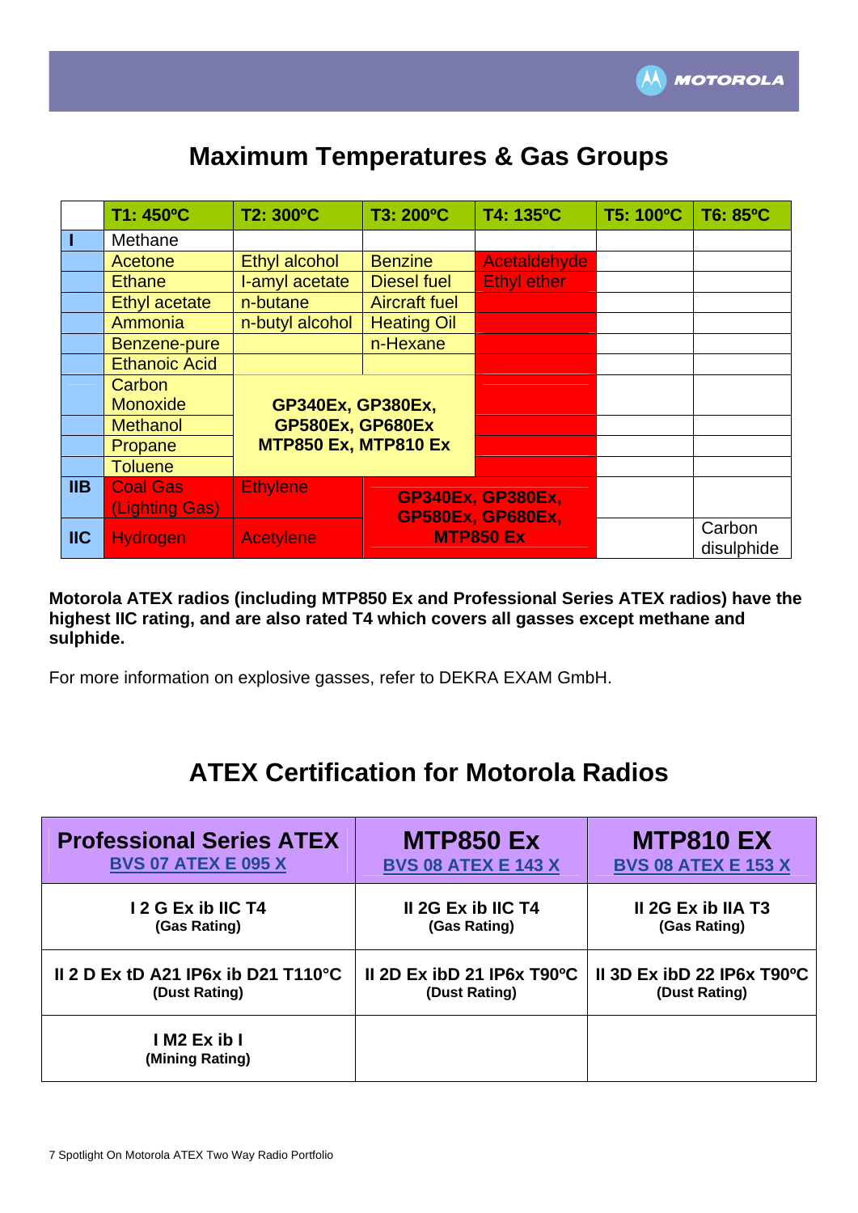# Maximum Temperatures & Gas Groups

| | T1: 450ºC | T2: 300ºC | T3: 200ºC | T4: 135ºC | T5: 100ºC | T6: 85ºC |
|---|---|---|---|---|---|---|
| I | Methane | | | | | |
| | Acetone | Ethyl alcohol | Benzine | Acetaldehyde | | |
| | Ethane | I-amyl acetate | Diesel fuel | Ethyl ether | | |
| | Ethyl acetate | n-butane | Aircraft fuel | | | |
| | Ammonia | n-butyl alcohol | Heating Oil | | | |
| | Benzene-pure | | n-Hexane | | | |
| | Ethanoic Acid | | | | | |
| | Carbon Monoxide | **GP340Ex, GP380Ex, GP580Ex, GP680Ex MTP850 Ex, MTP810 Ex** | | | | |
| | Methanol | | | | | |
| | Propane | | | | | |
| | Toluene | | | | | |
| IIB | Coal Gas (Lighting Gas) | Ethylene | **GP340Ex, GP380Ex, GP580Ex, GP680Ex, MTP850 Ex** | | | |
| IIC | Hydrogen | Acetylene | | | | Carbon disulphide |

**Motorola ATEX radios (including MTP850 Ex and Professional Series ATEX radios) have the highest IIC rating, and are also rated T4 which covers all gasses except methane and sulphide.**

For more information on explosive gasses, refer to DEKRA EXAM GmbH.

# ATEX Certification for Motorola Radios

| Professional Series ATEX<br>BVS 07 ATEX E 095 X | MTP850 Ex<br>BVS 08 ATEX E 143 X | MTP810 EX<br>BVS 08 ATEX E 153 X |
|---|---|---|
| **I 2 G Ex ib IIC T4**<br>(Gas Rating) | **II 2G Ex ib IIC T4**<br>(Gas Rating) | **II 2G Ex ib IIA T3**<br>(Gas Rating) |
| **II 2 D Ex tD A21 IP6x ib D21 T110°C**<br>(Dust Rating) | **II 2D Ex ibD 21 IP6x T90ºC**<br>(Dust Rating) | **II 3D Ex ibD 22 IP6x T90ºC**<br>(Dust Rating) |
| **I M2 Ex ib I**<br>(Mining Rating) | | |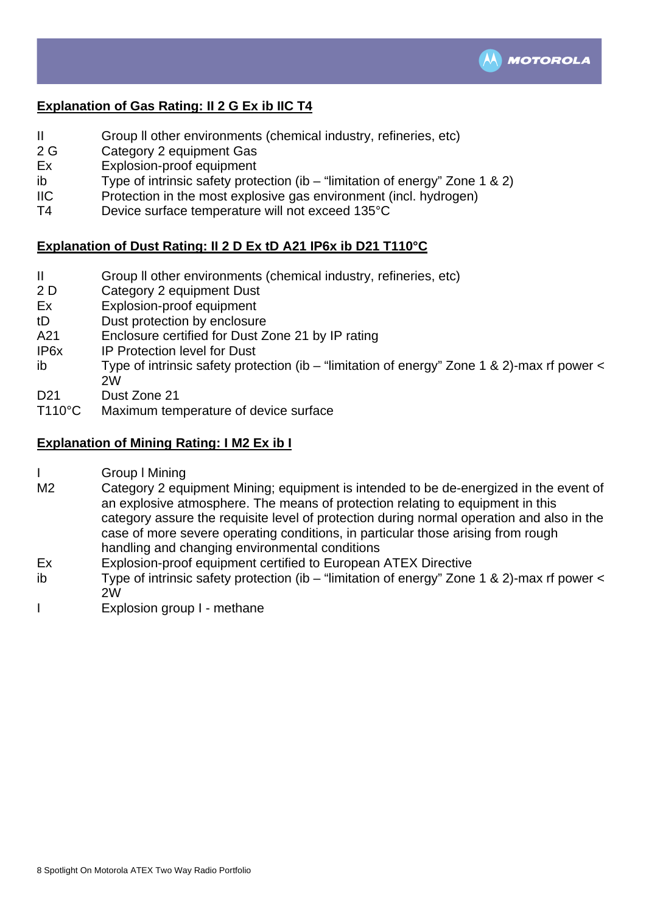**Explanation of Gas Rating: II 2 G Ex ib IIC T4**

| | |
|---|---|
| II | Group ll other environments (chemical industry, refineries, etc) |
| 2 G | Category 2 equipment Gas |
| Ex | Explosion-proof equipment |
| ib | Type of intrinsic safety protection (ib – "limitation of energy" Zone 1 & 2) |
| IIC | Protection in the most explosive gas environment (incl. hydrogen) |
| T4 | Device surface temperature will not exceed 135°C |

**Explanation of Dust Rating: II 2 D Ex tD A21 IP6x ib D21 T110°C**

| | |
|---|---|
| II | Group ll other environments (chemical industry, refineries, etc) |
| 2 D | Category 2 equipment Dust |
| Ex | Explosion-proof equipment |
| tD | Dust protection by enclosure |
| A21 | Enclosure certified for Dust Zone 21 by IP rating |
| IP6x | IP Protection level for Dust |
| ib | Type of intrinsic safety protection (ib – "limitation of energy" Zone 1 & 2)-max rf power < 2W |
| D21 | Dust Zone 21 |
| T110°C | Maximum temperature of device surface |

**Explanation of Mining Rating: I M2 Ex ib I**

| | |
|---|---|
| I | Group l Mining |
| M2 | Category 2 equipment Mining; equipment is intended to be de-energized in the event of an explosive atmosphere. The means of protection relating to equipment in this category assure the requisite level of protection during normal operation and also in the case of more severe operating conditions, in particular those arising from rough handling and changing environmental conditions |
| Ex | Explosion-proof equipment certified to European ATEX Directive |
| ib | Type of intrinsic safety protection (ib – "limitation of energy" Zone 1 & 2)-max rf power < 2W |
| I | Explosion group I - methane |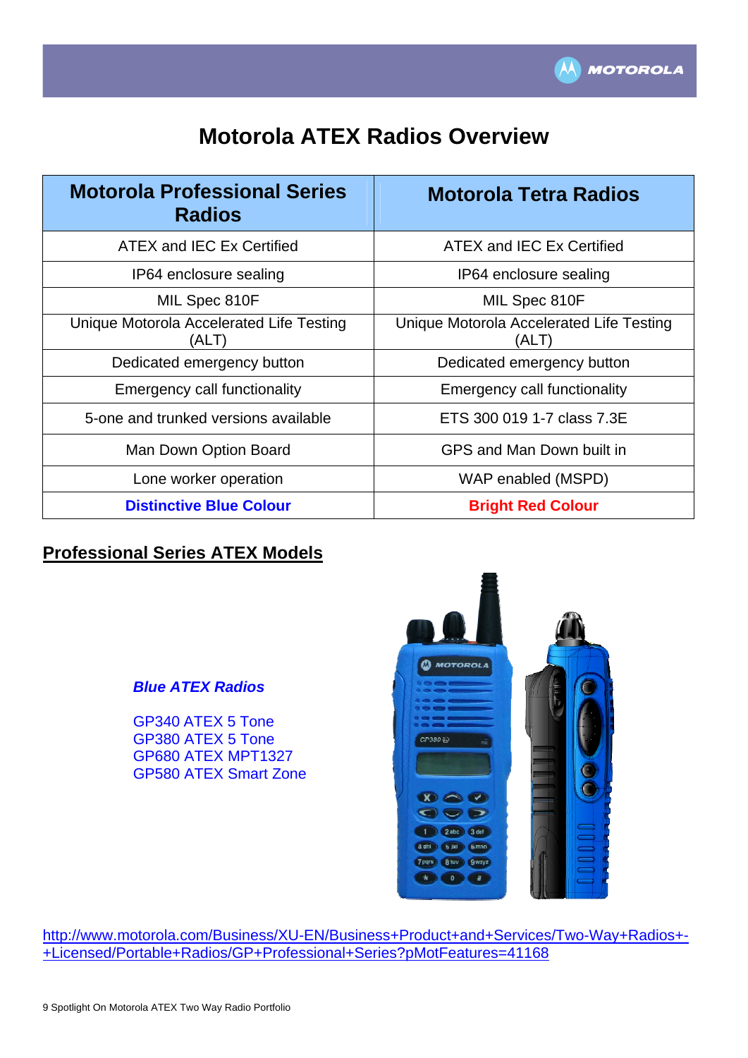# Motorola ATEX Radios Overview

| Motorola Professional Series Radios | Motorola Tetra Radios |
|---|---|
| ATEX and IEC Ex Certified | ATEX and IEC Ex Certified |
| IP64 enclosure sealing | IP64 enclosure sealing |
| MIL Spec 810F | MIL Spec 810F |
| Unique Motorola Accelerated Life Testing (ALT) | Unique Motorola Accelerated Life Testing (ALT) |
| Dedicated emergency button | Dedicated emergency button |
| Emergency call functionality | Emergency call functionality |
| 5-one and trunked versions available | ETS 300 019 1-7 class 7.3E |
| Man Down Option Board | GPS and Man Down built in |
| Lone worker operation | WAP enabled (MSPD) |
| **Distinctive Blue Colour** | **Bright Red Colour** |

## Professional Series ATEX Models

***Blue ATEX Radios***

GP340 ATEX 5 Tone
GP380 ATEX 5 Tone
GP680 ATEX MPT1327
GP580 ATEX Smart Zone

http://www.motorola.com/Business/XU-EN/Business+Product+and+Services/Two-Way+Radios+-+Licensed/Portable+Radios/GP+Professional+Series?pMotFeatures=41168

9 Spotlight On Motorola ATEX Two Way Radio Portfolio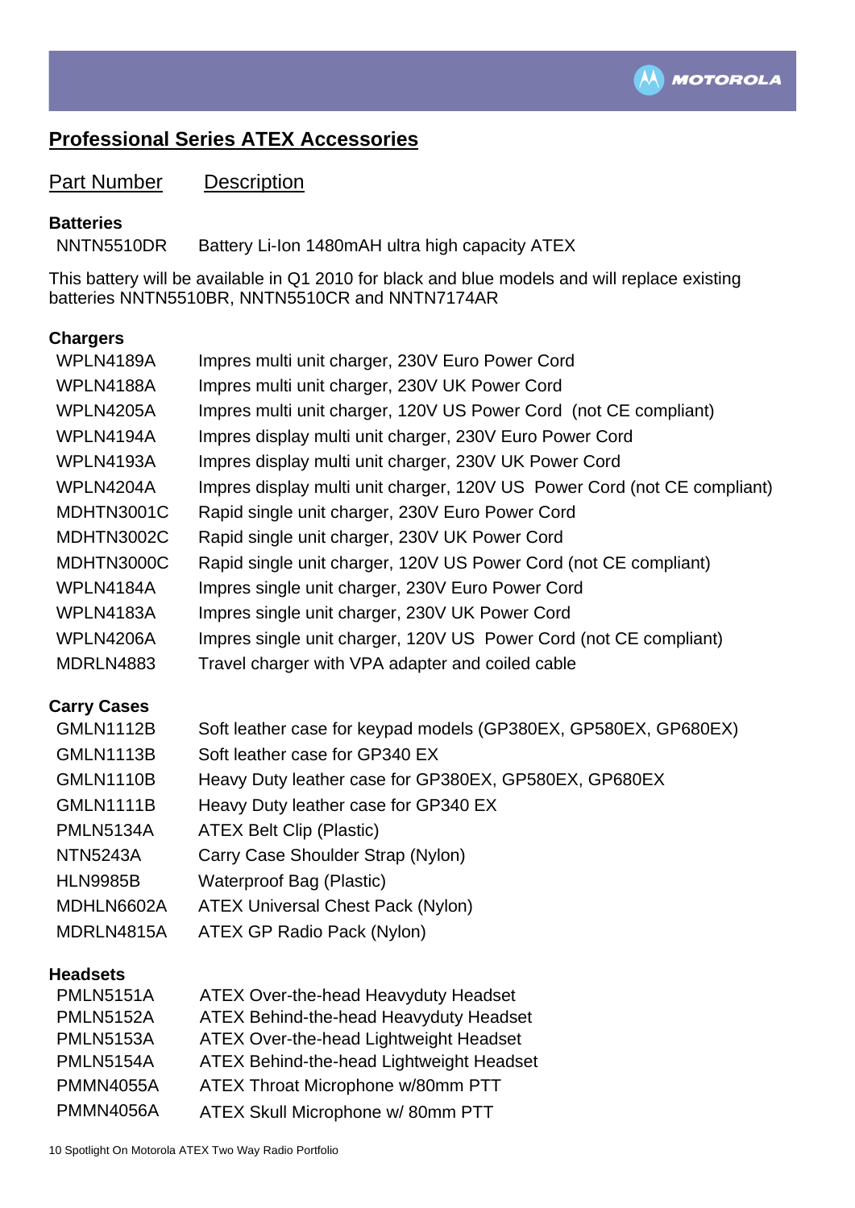## Professional Series ATEX Accessories

| Part Number | Description |
|---|---|
| **Batteries** | |
| NNTN5510DR | Battery Li-Ion 1480mAH ultra high capacity ATEX |

This battery will be available in Q1 2010 for black and blue models and will replace existing batteries NNTN5510BR, NNTN5510CR and NNTN7174AR

| Part Number | Description |
|---|---|
| **Chargers** | |
| WPLN4189A | Impres multi unit charger, 230V Euro Power Cord |
| WPLN4188A | Impres multi unit charger, 230V UK Power Cord |
| WPLN4205A | Impres multi unit charger, 120V US Power Cord (not CE compliant) |
| WPLN4194A | Impres display multi unit charger, 230V Euro Power Cord |
| WPLN4193A | Impres display multi unit charger, 230V UK Power Cord |
| WPLN4204A | Impres display multi unit charger, 120V US Power Cord (not CE compliant) |
| MDHTN3001C | Rapid single unit charger, 230V Euro Power Cord |
| MDHTN3002C | Rapid single unit charger, 230V UK Power Cord |
| MDHTN3000C | Rapid single unit charger, 120V US Power Cord (not CE compliant) |
| WPLN4184A | Impres single unit charger, 230V Euro Power Cord |
| WPLN4183A | Impres single unit charger, 230V UK Power Cord |
| WPLN4206A | Impres single unit charger, 120V US Power Cord (not CE compliant) |
| MDRLN4883 | Travel charger with VPA adapter and coiled cable |
| **Carry Cases** | |
| GMLN1112B | Soft leather case for keypad models (GP380EX, GP580EX, GP680EX) |
| GMLN1113B | Soft leather case for GP340 EX |
| GMLN1110B | Heavy Duty leather case for GP380EX, GP580EX, GP680EX |
| GMLN1111B | Heavy Duty leather case for GP340 EX |
| PMLN5134A | ATEX Belt Clip (Plastic) |
| NTN5243A | Carry Case Shoulder Strap (Nylon) |
| HLN9985B | Waterproof Bag (Plastic) |
| MDHLN6602A | ATEX Universal Chest Pack (Nylon) |
| MDRLN4815A | ATEX GP Radio Pack (Nylon) |
| **Headsets** | |
| PMLN5151A | ATEX Over-the-head Heavyduty Headset |
| PMLN5152A | ATEX Behind-the-head Heavyduty Headset |
| PMLN5153A | ATEX Over-the-head Lightweight Headset |
| PMLN5154A | ATEX Behind-the-head Lightweight Headset |
| PMMN4055A | ATEX Throat Microphone w/80mm PTT |
| PMMN4056A | ATEX Skull Microphone w/ 80mm PTT |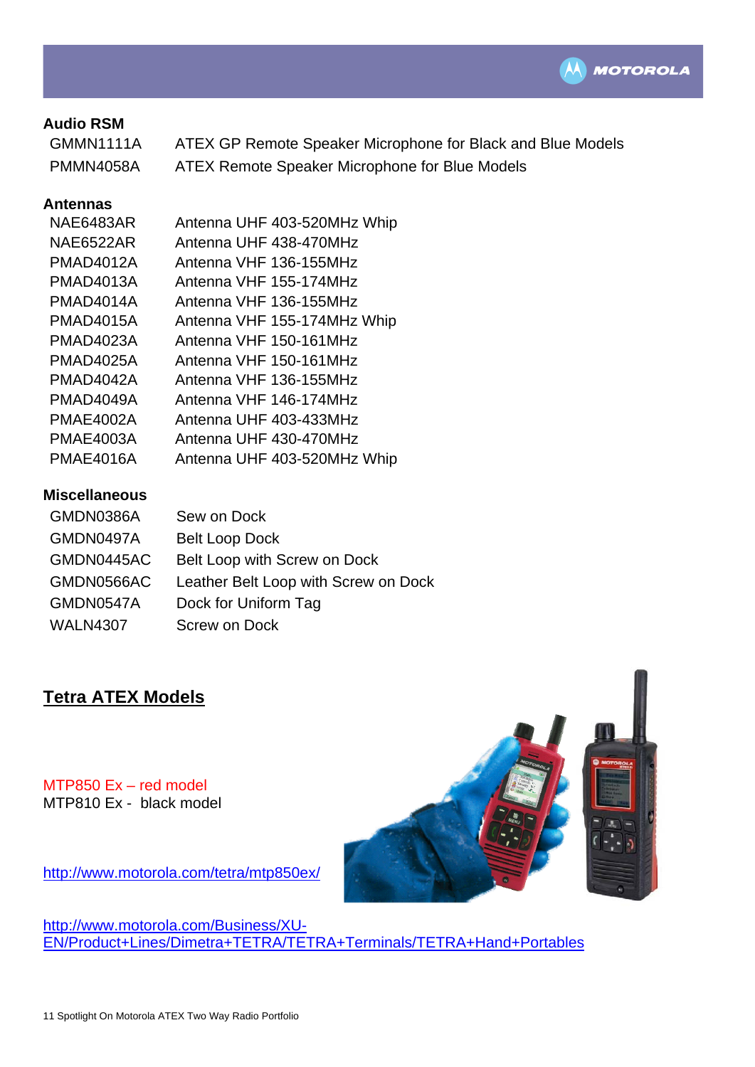### Audio RSM

| | |
|---|---|
| GMMN1111A | ATEX GP Remote Speaker Microphone for Black and Blue Models |
| PMMN4058A | ATEX Remote Speaker Microphone for Blue Models |

### Antennas

| | |
|---|---|
| NAE6483AR | Antenna UHF 403-520MHz Whip |
| NAE6522AR | Antenna UHF 438-470MHz |
| PMAD4012A | Antenna VHF 136-155MHz |
| PMAD4013A | Antenna VHF 155-174MHz |
| PMAD4014A | Antenna VHF 136-155MHz |
| PMAD4015A | Antenna VHF 155-174MHz Whip |
| PMAD4023A | Antenna VHF 150-161MHz |
| PMAD4025A | Antenna VHF 150-161MHz |
| PMAD4042A | Antenna VHF 136-155MHz |
| PMAD4049A | Antenna VHF 146-174MHz |
| PMAE4002A | Antenna UHF 403-433MHz |
| PMAE4003A | Antenna UHF 430-470MHz |
| PMAE4016A | Antenna UHF 403-520MHz Whip |

### Miscellaneous

| | |
|---|---|
| GMDN0386A | Sew on Dock |
| GMDN0497A | Belt Loop Dock |
| GMDN0445AC | Belt Loop with Screw on Dock |
| GMDN0566AC | Leather Belt Loop with Screw on Dock |
| GMDN0547A | Dock for Uniform Tag |
| WALN4307 | Screw on Dock |

## Tetra ATEX Models

MTP850 Ex – red model
MTP810 Ex - black model

http://www.motorola.com/tetra/mtp850ex/

http://www.motorola.com/Business/XU-EN/Product+Lines/Dimetra+TETRA/TETRA+Terminals/TETRA+Hand+Portables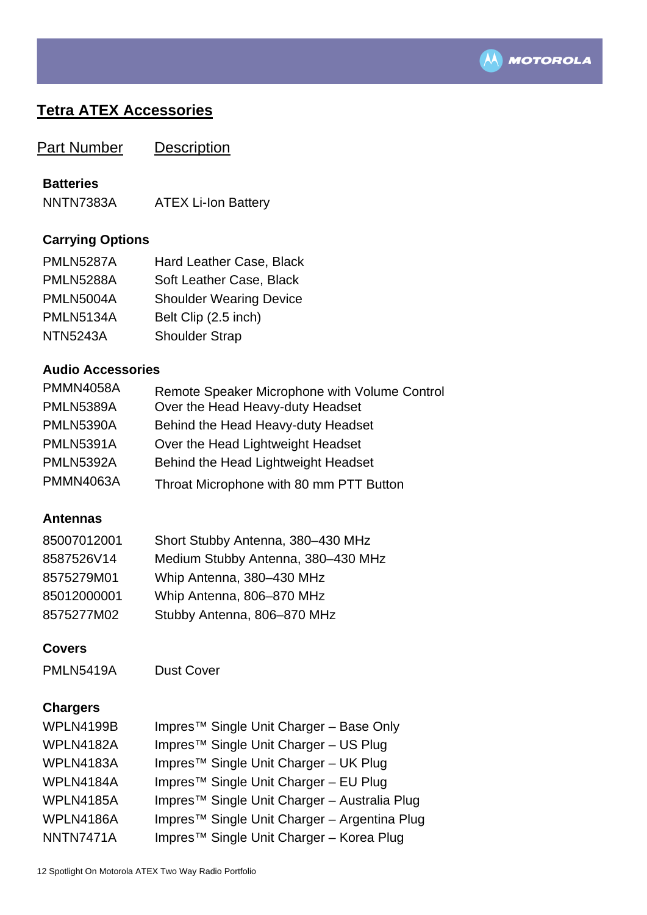## Tetra ATEX Accessories

| Part Number | Description |
| --- | --- |
| **Batteries** | |
| NNTN7383A | ATEX Li-Ion Battery |
| **Carrying Options** | |
| PMLN5287A | Hard Leather Case, Black |
| PMLN5288A | Soft Leather Case, Black |
| PMLN5004A | Shoulder Wearing Device |
| PMLN5134A | Belt Clip (2.5 inch) |
| NTN5243A | Shoulder Strap |
| **Audio Accessories** | |
| PMMN4058A | Remote Speaker Microphone with Volume Control |
| PMLN5389A | Over the Head Heavy-duty Headset |
| PMLN5390A | Behind the Head Heavy-duty Headset |
| PMLN5391A | Over the Head Lightweight Headset |
| PMLN5392A | Behind the Head Lightweight Headset |
| PMMN4063A | Throat Microphone with 80 mm PTT Button |
| **Antennas** | |
| 85007012001 | Short Stubby Antenna, 380–430 MHz |
| 8587526V14 | Medium Stubby Antenna, 380–430 MHz |
| 8575279M01 | Whip Antenna, 380–430 MHz |
| 85012000001 | Whip Antenna, 806–870 MHz |
| 8575277M02 | Stubby Antenna, 806–870 MHz |
| **Covers** | |
| PMLN5419A | Dust Cover |
| **Chargers** | |
| WPLN4199B | Impres™ Single Unit Charger – Base Only |
| WPLN4182A | Impres™ Single Unit Charger – US Plug |
| WPLN4183A | Impres™ Single Unit Charger – UK Plug |
| WPLN4184A | Impres™ Single Unit Charger – EU Plug |
| WPLN4185A | Impres™ Single Unit Charger – Australia Plug |
| WPLN4186A | Impres™ Single Unit Charger – Argentina Plug |
| NNTN7471A | Impres™ Single Unit Charger – Korea Plug |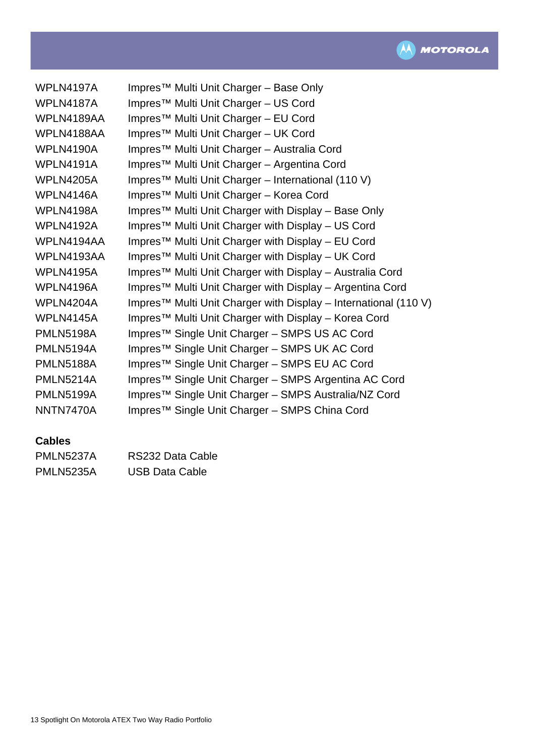| | |
|---|---|
| WPLN4197A | Impres™ Multi Unit Charger – Base Only |
| WPLN4187A | Impres™ Multi Unit Charger – US Cord |
| WPLN4189AA | Impres™ Multi Unit Charger – EU Cord |
| WPLN4188AA | Impres™ Multi Unit Charger – UK Cord |
| WPLN4190A | Impres™ Multi Unit Charger – Australia Cord |
| WPLN4191A | Impres™ Multi Unit Charger – Argentina Cord |
| WPLN4205A | Impres™ Multi Unit Charger – International (110 V) |
| WPLN4146A | Impres™ Multi Unit Charger – Korea Cord |
| WPLN4198A | Impres™ Multi Unit Charger with Display – Base Only |
| WPLN4192A | Impres™ Multi Unit Charger with Display – US Cord |
| WPLN4194AA | Impres™ Multi Unit Charger with Display – EU Cord |
| WPLN4193AA | Impres™ Multi Unit Charger with Display – UK Cord |
| WPLN4195A | Impres™ Multi Unit Charger with Display – Australia Cord |
| WPLN4196A | Impres™ Multi Unit Charger with Display – Argentina Cord |
| WPLN4204A | Impres™ Multi Unit Charger with Display – International (110 V) |
| WPLN4145A | Impres™ Multi Unit Charger with Display – Korea Cord |
| PMLN5198A | Impres™ Single Unit Charger – SMPS US AC Cord |
| PMLN5194A | Impres™ Single Unit Charger – SMPS UK AC Cord |
| PMLN5188A | Impres™ Single Unit Charger – SMPS EU AC Cord |
| PMLN5214A | Impres™ Single Unit Charger – SMPS Argentina AC Cord |
| PMLN5199A | Impres™ Single Unit Charger – SMPS Australia/NZ Cord |
| NNTN7470A | Impres™ Single Unit Charger – SMPS China Cord |

**Cables**

| | |
|---|---|
| PMLN5237A | RS232 Data Cable |
| PMLN5235A | USB Data Cable |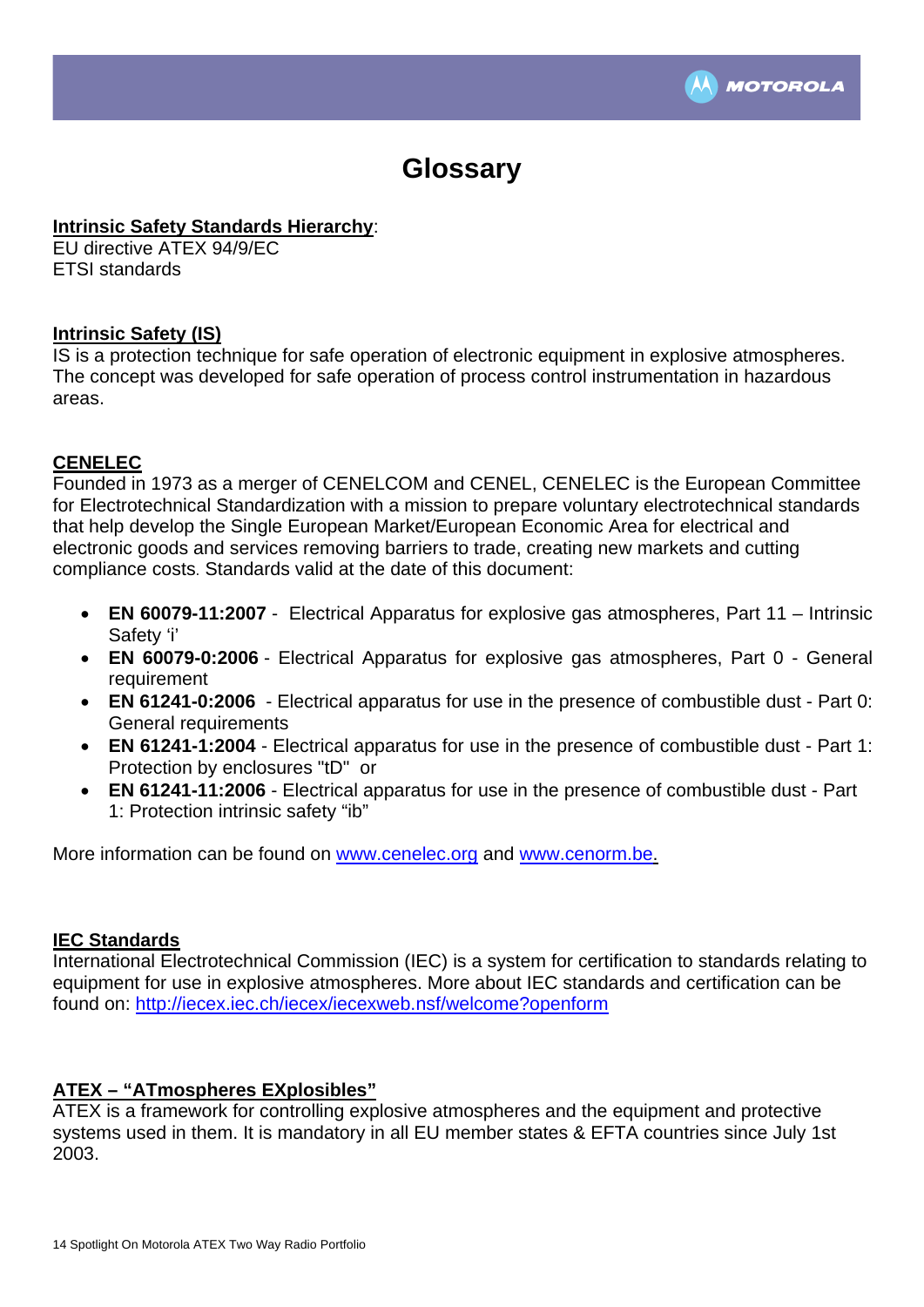# Glossary

**Intrinsic Safety Standards Hierarchy**:
EU directive ATEX 94/9/EC
ETSI standards

**Intrinsic Safety (IS)**
IS is a protection technique for safe operation of electronic equipment in explosive atmospheres. The concept was developed for safe operation of process control instrumentation in hazardous areas.

**CENELEC**
Founded in 1973 as a merger of CENELCOM and CENEL, CENELEC is the European Committee for Electrotechnical Standardization with a mission to prepare voluntary electrotechnical standards that help develop the Single European Market/European Economic Area for electrical and electronic goods and services removing barriers to trade, creating new markets and cutting compliance costs. Standards valid at the date of this document:

- **EN 60079-11:2007** - Electrical Apparatus for explosive gas atmospheres, Part 11 – Intrinsic Safety 'i'
- **EN 60079-0:2006** - Electrical Apparatus for explosive gas atmospheres, Part 0 - General requirement
- **EN 61241-0:2006** - Electrical apparatus for use in the presence of combustible dust - Part 0: General requirements
- **EN 61241-1:2004** - Electrical apparatus for use in the presence of combustible dust - Part 1: Protection by enclosures "tD" or
- **EN 61241-11:2006** - Electrical apparatus for use in the presence of combustible dust - Part 1: Protection intrinsic safety "ib"

More information can be found on www.cenelec.org and www.cenorm.be.

**IEC Standards**
International Electrotechnical Commission (IEC) is a system for certification to standards relating to equipment for use in explosive atmospheres. More about IEC standards and certification can be found on: http://iecex.iec.ch/iecex/iecexweb.nsf/welcome?openform

**ATEX – "ATmospheres EXplosibles"**
ATEX is a framework for controlling explosive atmospheres and the equipment and protective systems used in them. It is mandatory in all EU member states & EFTA countries since July 1st 2003.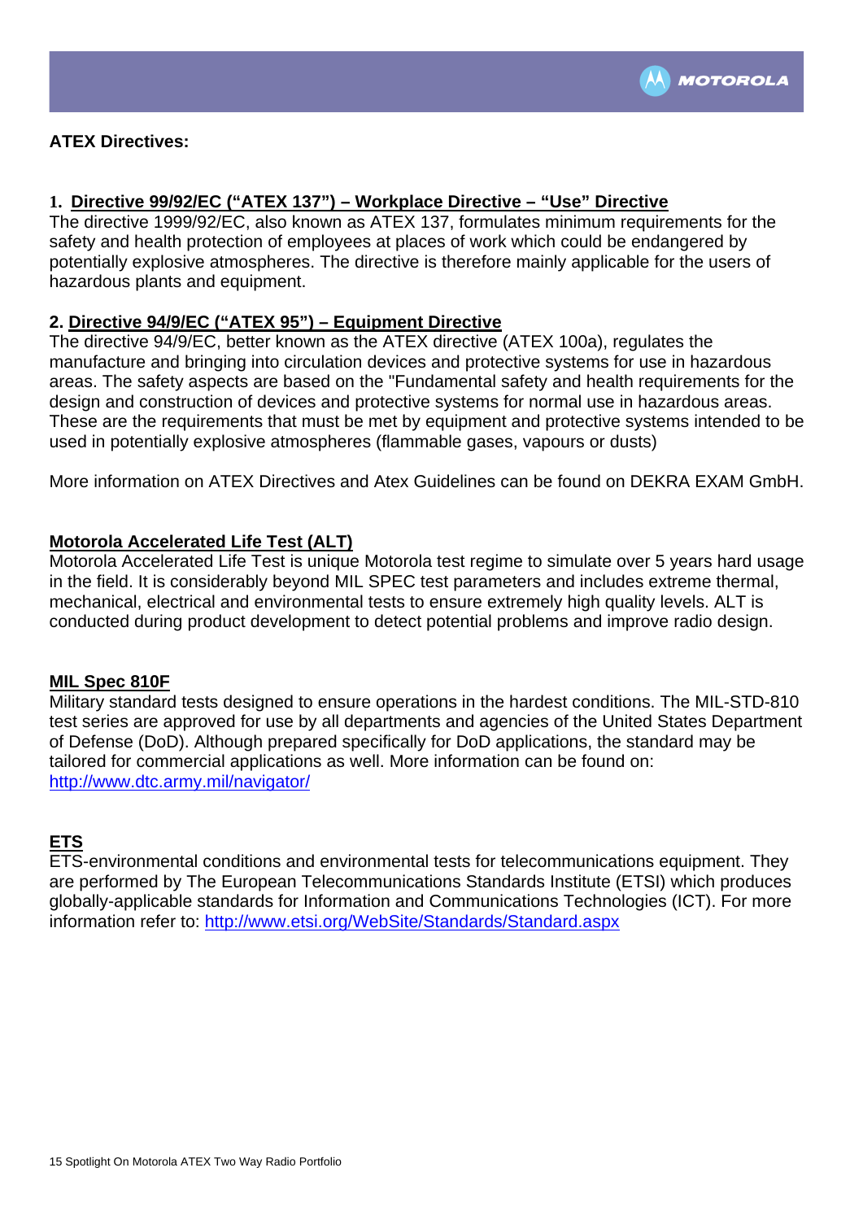## ATEX Directives:

### 1. Directive 99/92/EC ("ATEX 137") – Workplace Directive – "Use" Directive

The directive 1999/92/EC, also known as ATEX 137, formulates minimum requirements for the safety and health protection of employees at places of work which could be endangered by potentially explosive atmospheres. The directive is therefore mainly applicable for the users of hazardous plants and equipment.

### 2. Directive 94/9/EC ("ATEX 95") – Equipment Directive

The directive 94/9/EC, better known as the ATEX directive (ATEX 100a), regulates the manufacture and bringing into circulation devices and protective systems for use in hazardous areas. The safety aspects are based on the "Fundamental safety and health requirements for the design and construction of devices and protective systems for normal use in hazardous areas. These are the requirements that must be met by equipment and protective systems intended to be used in potentially explosive atmospheres (flammable gases, vapours or dusts)

More information on ATEX Directives and Atex Guidelines can be found on DEKRA EXAM GmbH.

## Motorola Accelerated Life Test (ALT)

Motorola Accelerated Life Test is unique Motorola test regime to simulate over 5 years hard usage in the field. It is considerably beyond MIL SPEC test parameters and includes extreme thermal, mechanical, electrical and environmental tests to ensure extremely high quality levels. ALT is conducted during product development to detect potential problems and improve radio design.

## MIL Spec 810F

Military standard tests designed to ensure operations in the hardest conditions. The MIL-STD-810 test series are approved for use by all departments and agencies of the United States Department of Defense (DoD). Although prepared specifically for DoD applications, the standard may be tailored for commercial applications as well. More information can be found on:
http://www.dtc.army.mil/navigator/

## ETS

ETS-environmental conditions and environmental tests for telecommunications equipment. They are performed by The European Telecommunications Standards Institute (ETSI) which produces globally-applicable standards for Information and Communications Technologies (ICT). For more information refer to: http://www.etsi.org/WebSite/Standards/Standard.aspx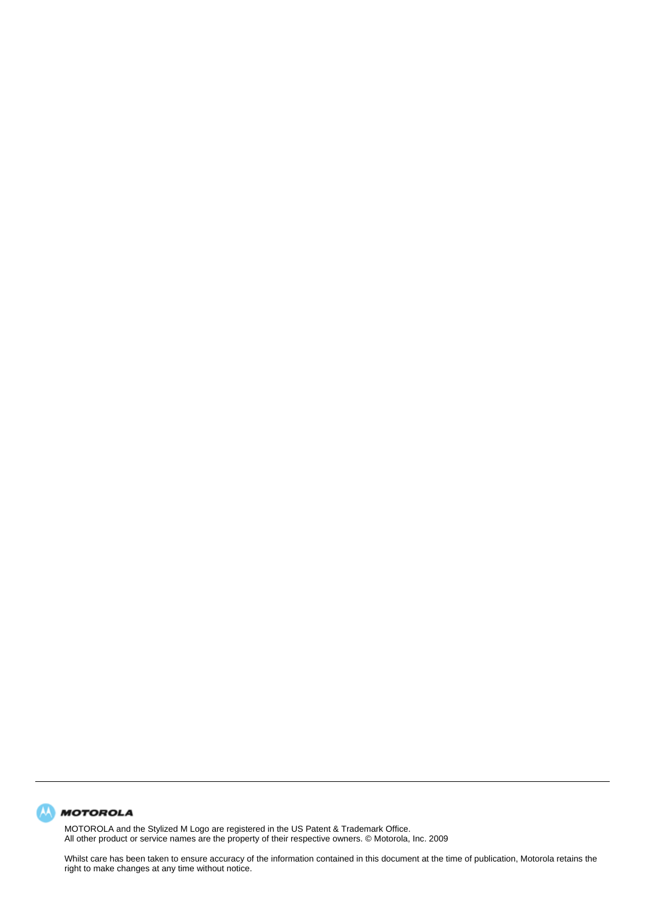MOTOROLA

MOTOROLA and the Stylized M Logo are registered in the US Patent & Trademark Office.
All other product or service names are the property of their respective owners. © Motorola, Inc. 2009

Whilst care has been taken to ensure accuracy of the information contained in this document at the time of publication, Motorola retains the right to make changes at any time without notice.